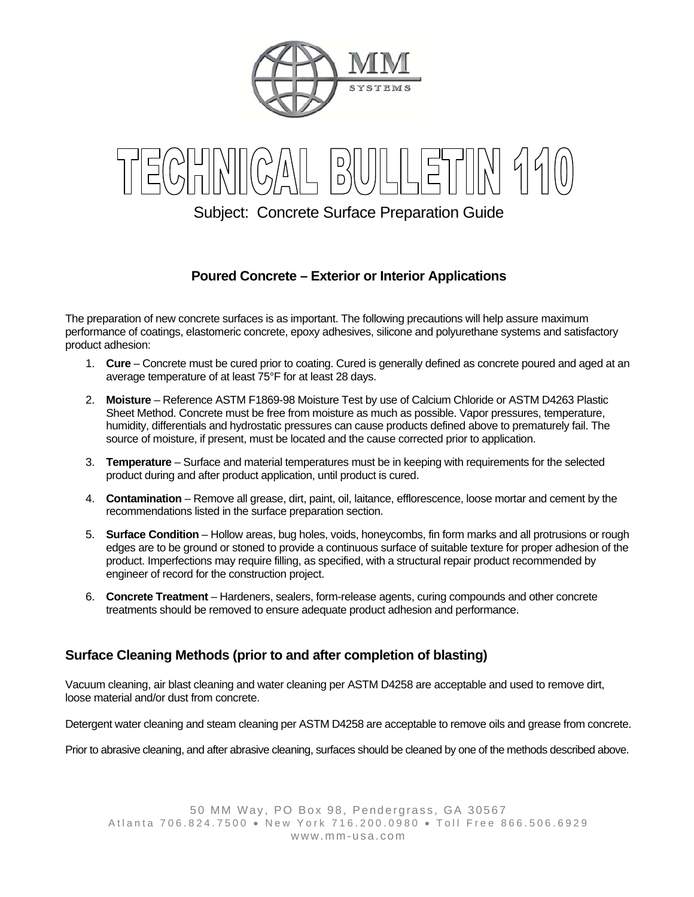# TECHNICAL BULLETIN 110

Subject: Concrete Surface Preparation Guide

### Poured Concrete – Exterior or Interior Applications

The preparation of new concrete surfaces is as important. The following precautions will help assure maximum performance of coatings, elastomeric concrete, epoxy adhesives, silicone and polyurethane systems and satisfactory product adhesion:

1. **Cure** – Concrete must be cured prior to coating. Cured is generally defined as concrete poured and aged at an average temperature of at least 75°F for at least 28 days.
2. **Moisture** – Reference ASTM F1869-98 Moisture Test by use of Calcium Chloride or ASTM D4263 Plastic Sheet Method. Concrete must be free from moisture as much as possible. Vapor pressures, temperature, humidity, differentials and hydrostatic pressures can cause products defined above to prematurely fail. The source of moisture, if present, must be located and the cause corrected prior to application.
3. **Temperature** – Surface and material temperatures must be in keeping with requirements for the selected product during and after product application, until product is cured.
4. **Contamination** – Remove all grease, dirt, paint, oil, laitance, efflorescence, loose mortar and cement by the recommendations listed in the surface preparation section.
5. **Surface Condition** – Hollow areas, bug holes, voids, honeycombs, fin form marks and all protrusions or rough edges are to be ground or stoned to provide a continuous surface of suitable texture for proper adhesion of the product. Imperfections may require filling, as specified, with a structural repair product recommended by engineer of record for the construction project.
6. **Concrete Treatment** – Hardeners, sealers, form-release agents, curing compounds and other concrete treatments should be removed to ensure adequate product adhesion and performance.

## Surface Cleaning Methods (prior to and after completion of blasting)

Vacuum cleaning, air blast cleaning and water cleaning per ASTM D4258 are acceptable and used to remove dirt, loose material and/or dust from concrete.

Detergent water cleaning and steam cleaning per ASTM D4258 are acceptable to remove oils and grease from concrete.

Prior to abrasive cleaning, and after abrasive cleaning, surfaces should be cleaned by one of the methods described above.

50 MM Way, PO Box 98, Pendergrass, GA 30567
Atlanta 706.824.7500 • New York 716.200.0980 • Toll Free 866.506.6929
www.mm-usa.com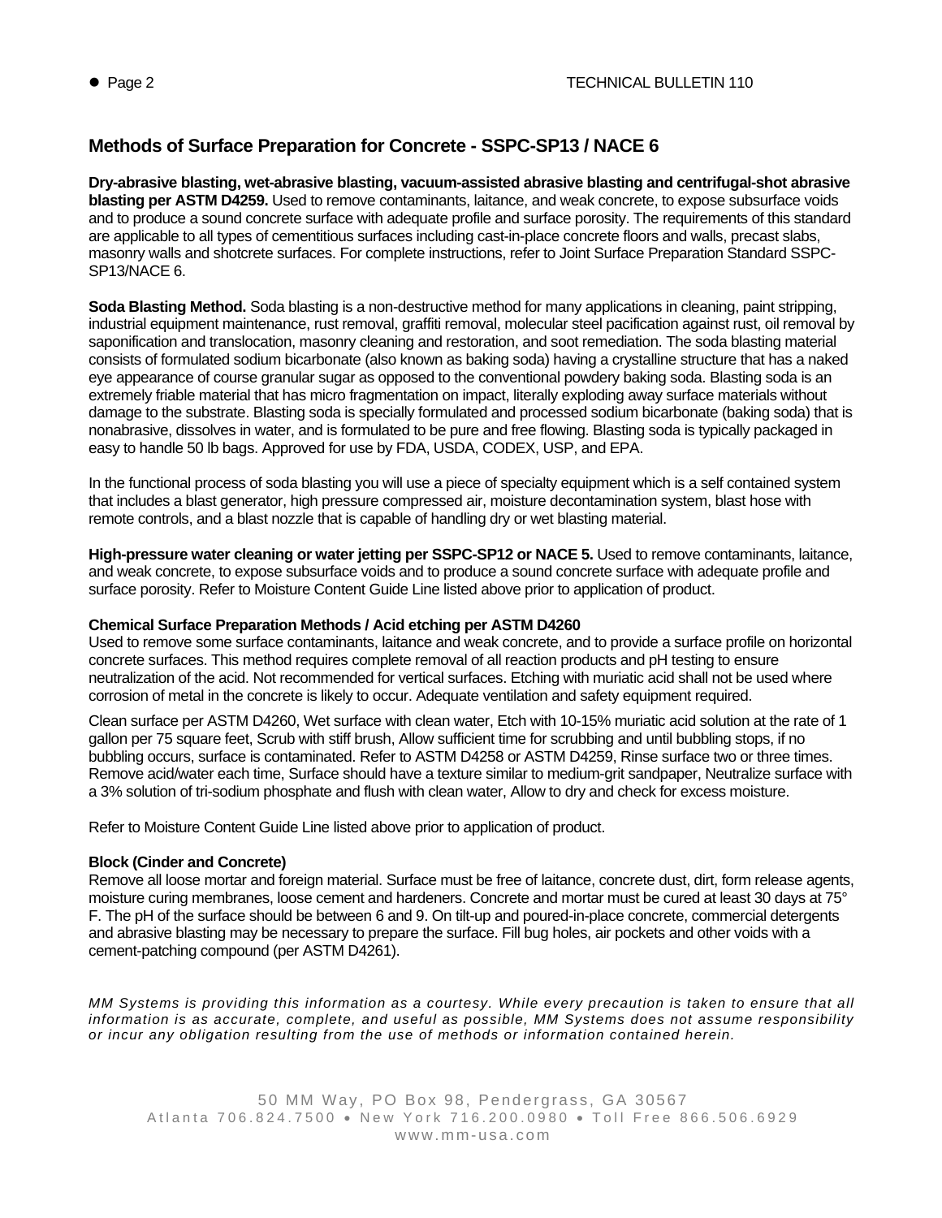## Methods of Surface Preparation for Concrete - SSPC-SP13 / NACE 6

**Dry-abrasive blasting, wet-abrasive blasting, vacuum-assisted abrasive blasting and centrifugal-shot abrasive blasting per ASTM D4259.** Used to remove contaminants, laitance, and weak concrete, to expose subsurface voids and to produce a sound concrete surface with adequate profile and surface porosity. The requirements of this standard are applicable to all types of cementitious surfaces including cast-in-place concrete floors and walls, precast slabs, masonry walls and shotcrete surfaces. For complete instructions, refer to Joint Surface Preparation Standard SSPC-SP13/NACE 6.

**Soda Blasting Method.** Soda blasting is a non-destructive method for many applications in cleaning, paint stripping, industrial equipment maintenance, rust removal, graffiti removal, molecular steel pacification against rust, oil removal by saponification and translocation, masonry cleaning and restoration, and soot remediation. The soda blasting material consists of formulated sodium bicarbonate (also known as baking soda) having a crystalline structure that has a naked eye appearance of course granular sugar as opposed to the conventional powdery baking soda. Blasting soda is an extremely friable material that has micro fragmentation on impact, literally exploding away surface materials without damage to the substrate. Blasting soda is specially formulated and processed sodium bicarbonate (baking soda) that is nonabrasive, dissolves in water, and is formulated to be pure and free flowing. Blasting soda is typically packaged in easy to handle 50 lb bags. Approved for use by FDA, USDA, CODEX, USP, and EPA.

In the functional process of soda blasting you will use a piece of specialty equipment which is a self contained system that includes a blast generator, high pressure compressed air, moisture decontamination system, blast hose with remote controls, and a blast nozzle that is capable of handling dry or wet blasting material.

**High-pressure water cleaning or water jetting per SSPC-SP12 or NACE 5.** Used to remove contaminants, laitance, and weak concrete, to expose subsurface voids and to produce a sound concrete surface with adequate profile and surface porosity. Refer to Moisture Content Guide Line listed above prior to application of product.

**Chemical Surface Preparation Methods / Acid etching per ASTM D4260**

Used to remove some surface contaminants, laitance and weak concrete, and to provide a surface profile on horizontal concrete surfaces. This method requires complete removal of all reaction products and pH testing to ensure neutralization of the acid. Not recommended for vertical surfaces. Etching with muriatic acid shall not be used where corrosion of metal in the concrete is likely to occur. Adequate ventilation and safety equipment required.

Clean surface per ASTM D4260, Wet surface with clean water, Etch with 10-15% muriatic acid solution at the rate of 1 gallon per 75 square feet, Scrub with stiff brush, Allow sufficient time for scrubbing and until bubbling stops, if no bubbling occurs, surface is contaminated. Refer to ASTM D4258 or ASTM D4259, Rinse surface two or three times. Remove acid/water each time, Surface should have a texture similar to medium-grit sandpaper, Neutralize surface with a 3% solution of tri-sodium phosphate and flush with clean water, Allow to dry and check for excess moisture.

Refer to Moisture Content Guide Line listed above prior to application of product.

**Block (Cinder and Concrete)**

Remove all loose mortar and foreign material. Surface must be free of laitance, concrete dust, dirt, form release agents, moisture curing membranes, loose cement and hardeners. Concrete and mortar must be cured at least 30 days at 75° F. The pH of the surface should be between 6 and 9. On tilt-up and poured-in-place concrete, commercial detergents and abrasive blasting may be necessary to prepare the surface. Fill bug holes, air pockets and other voids with a cement-patching compound (per ASTM D4261).

*MM Systems is providing this information as a courtesy. While every precaution is taken to ensure that all information is as accurate, complete, and useful as possible, MM Systems does not assume responsibility or incur any obligation resulting from the use of methods or information contained herein.*

50 MM Way, PO Box 98, Pendergrass, GA 30567
Atlanta 706.824.7500 • New York 716.200.0980 • Toll Free 866.506.6929
www.mm-usa.com